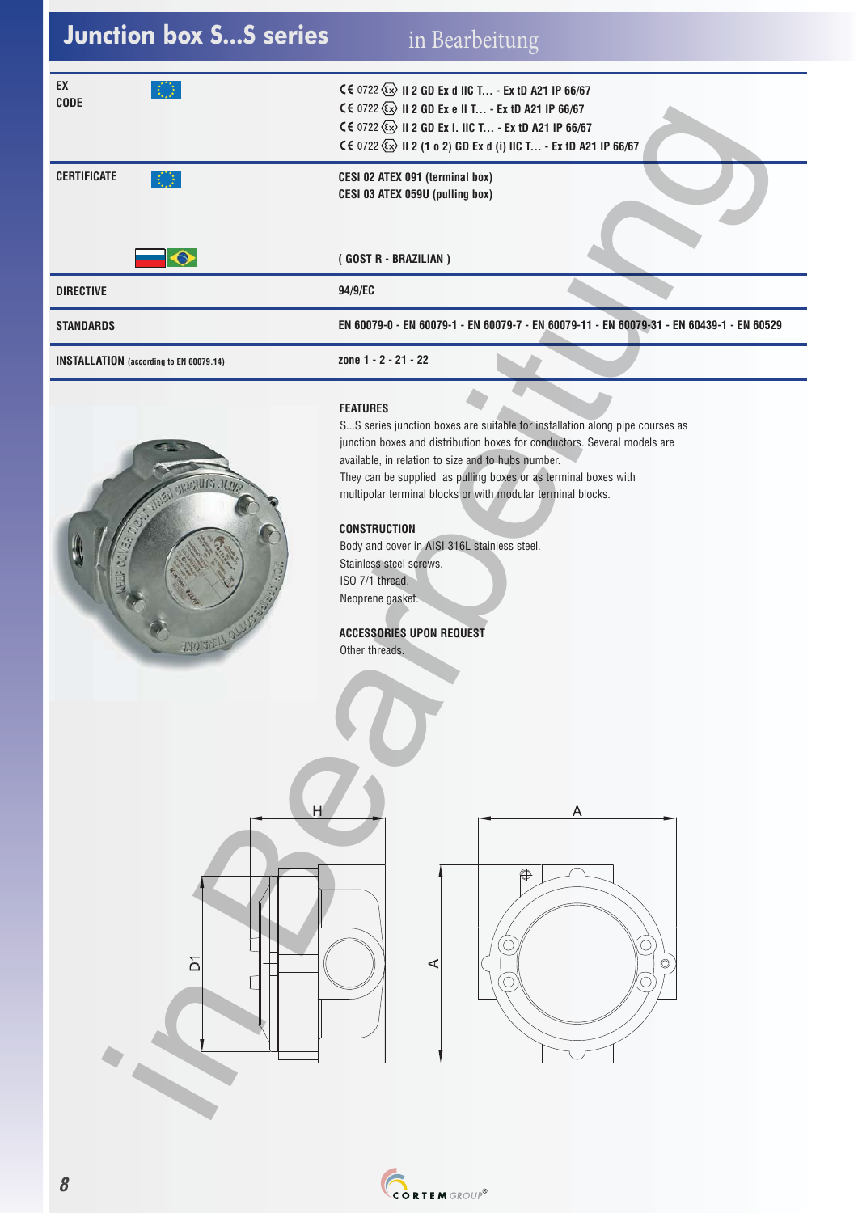# Junction box S...S series

in Bearbeitung

| | |
|---|---|
| **EX CODE** | CE 0722 Ex II 2 GD Ex d IIC T... - Ex tD A21 IP 66/67<br>CE 0722 Ex II 2 GD Ex e II T... - Ex tD A21 IP 66/67<br>CE 0722 Ex II 2 GD Ex i. IIC T... - Ex tD A21 IP 66/67<br>CE 0722 Ex II 2 (1 o 2) GD Ex d (i) IIC T... - Ex tD A21 IP 66/67 |
| **CERTIFICATE** | CESI 02 ATEX 091 (terminal box)<br>CESI 03 ATEX 059U (pulling box)<br><br>( GOST R - BRAZILIAN ) |
| **DIRECTIVE** | 94/9/EC |
| **STANDARDS** | EN 60079-0 - EN 60079-1 - EN 60079-7 - EN 60079-11 - EN 60079-31 - EN 60439-1 - EN 60529 |
| **INSTALLATION** (according to EN 60079.14) | zone 1 - 2 - 21 - 22 |

**FEATURES**

S...S series junction boxes are suitable for installation along pipe courses as junction boxes and distribution boxes for conductors. Several models are available, in relation to size and to hubs number.
They can be supplied as pulling boxes or as terminal boxes with multipolar terminal blocks or with modular terminal blocks.

**CONSTRUCTION**

Body and cover in AISI 316L stainless steel.
Stainless steel screws.
ISO 7/1 thread.
Neoprene gasket.

**ACCESSORIES UPON REQUEST**

Other threads.

H D1 A A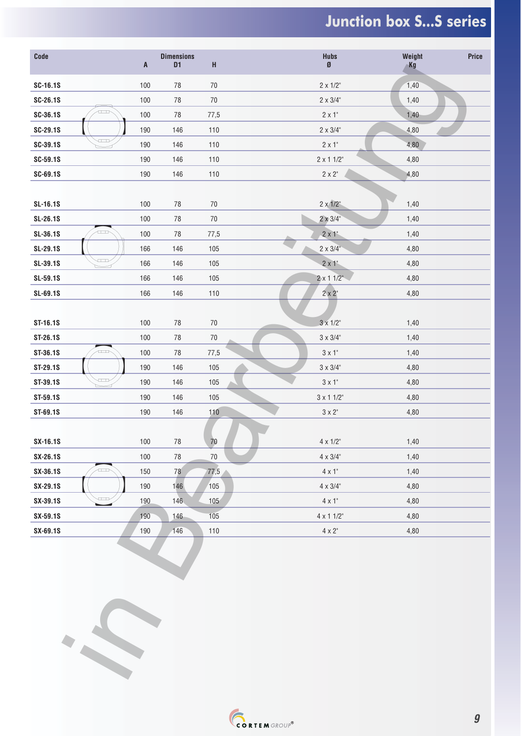# Junction box S...S series

| Code | Dimensions A | D1 | H | Hubs Ø | Weight Kg | Price |
|---|---|---|---|---|---|---|
| SC-16.1S | 100 | 78 | 70 | 2 x 1/2" | 1,40 | |
| SC-26.1S | 100 | 78 | 70 | 2 x 3/4" | 1,40 | |
| SC-36.1S | 100 | 78 | 77,5 | 2 x 1" | 1,40 | |
| SC-29.1S | 190 | 146 | 110 | 2 x 3/4" | 4,80 | |
| SC-39.1S | 190 | 146 | 110 | 2 x 1" | 4,80 | |
| SC-59.1S | 190 | 146 | 110 | 2 x 1 1/2" | 4,80 | |
| SC-69.1S | 190 | 146 | 110 | 2 x 2" | 4,80 | |
| SL-16.1S | 100 | 78 | 70 | 2 x 1/2" | 1,40 | |
| SL-26.1S | 100 | 78 | 70 | 2 x 3/4" | 1,40 | |
| SL-36.1S | 100 | 78 | 77,5 | 2 x 1" | 1,40 | |
| SL-29.1S | 166 | 146 | 105 | 2 x 3/4" | 4,80 | |
| SL-39.1S | 166 | 146 | 105 | 2 x 1" | 4,80 | |
| SL-59.1S | 166 | 146 | 105 | 2 x 1 1/2" | 4,80 | |
| SL-69.1S | 166 | 146 | 110 | 2 x 2" | 4,80 | |
| ST-16.1S | 100 | 78 | 70 | 3 x 1/2" | 1,40 | |
| ST-26.1S | 100 | 78 | 70 | 3 x 3/4" | 1,40 | |
| ST-36.1S | 100 | 78 | 77,5 | 3 x 1" | 1,40 | |
| ST-29.1S | 190 | 146 | 105 | 3 x 3/4" | 4,80 | |
| ST-39.1S | 190 | 146 | 105 | 3 x 1" | 4,80 | |
| ST-59.1S | 190 | 146 | 105 | 3 x 1 1/2" | 4,80 | |
| ST-69.1S | 190 | 146 | 110 | 3 x 2" | 4,80 | |
| SX-16.1S | 100 | 78 | 70 | 4 x 1/2" | 1,40 | |
| SX-26.1S | 100 | 78 | 70 | 4 x 3/4" | 1,40 | |
| SX-36.1S | 150 | 78 | 77,5 | 4 x 1" | 1,40 | |
| SX-29.1S | 190 | 146 | 105 | 4 x 3/4" | 4,80 | |
| SX-39.1S | 190 | 146 | 105 | 4 x 1" | 4,80 | |
| SX-59.1S | 190 | 146 | 105 | 4 x 1 1/2" | 4,80 | |
| SX-69.1S | 190 | 146 | 110 | 4 x 2" | 4,80 | |

in Bearbeitung

CORTEM GROUP®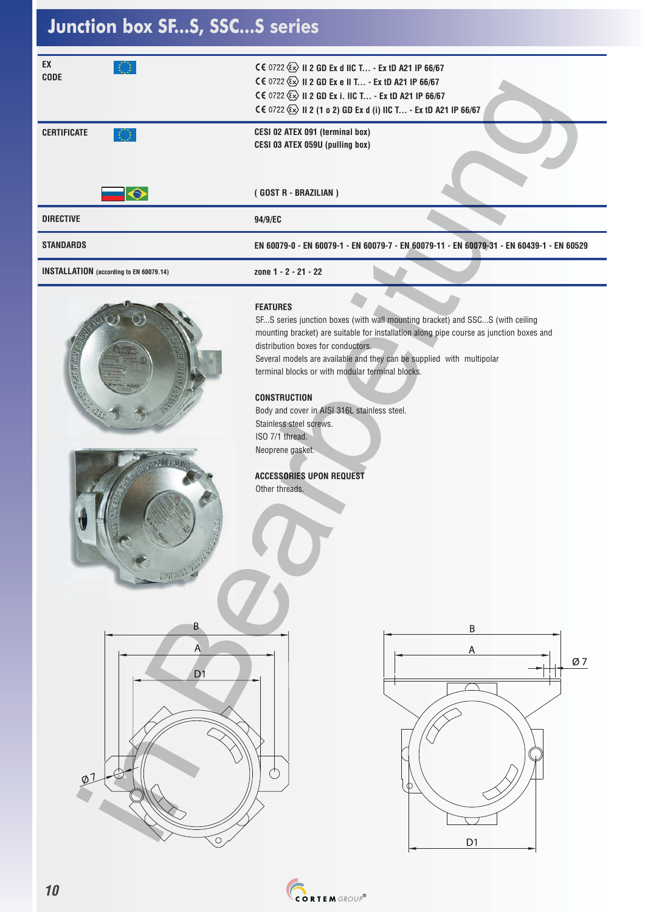# Junction box SF...S, SSC...S series

| | |
|---|---|
| **EX CODE** | CE 0722 Ex II 2 GD Ex d IIC T... - Ex tD A21 IP 66/67<br>CE 0722 Ex II 2 GD Ex e II T... - Ex tD A21 IP 66/67<br>CE 0722 Ex II 2 GD Ex i. IIC T... - Ex tD A21 IP 66/67<br>CE 0722 Ex II 2 (1 o 2) GD Ex d (i) IIC T... - Ex tD A21 IP 66/67 |
| **CERTIFICATE** | CESI 02 ATEX 091 (terminal box)<br>CESI 03 ATEX 059U (pulling box)<br><br>( GOST R - BRAZILIAN ) |
| **DIRECTIVE** | 94/9/EC |
| **STANDARDS** | EN 60079-0 - EN 60079-1 - EN 60079-7 - EN 60079-11 - EN 60079-31 - EN 60439-1 - EN 60529 |
| **INSTALLATION** (according to EN 60079.14) | zone 1 - 2 - 21 - 22 |

### FEATURES

SF...S series junction boxes (with wall mounting bracket) and SSC...S (with ceiling mounting bracket) are suitable for installation along pipe course as junction boxes and distribution boxes for conductors.
Several models are available and they can be supplied with multipolar terminal blocks or with modular terminal blocks.

### CONSTRUCTION

Body and cover in AISI 316L stainless steel.
Stainless steel screws.
ISO 7/1 thread.
Neoprene gasket.

### ACCESSORIES UPON REQUEST

Other threads.

B
A
D1
Ø 7

B
A
Ø 7
D1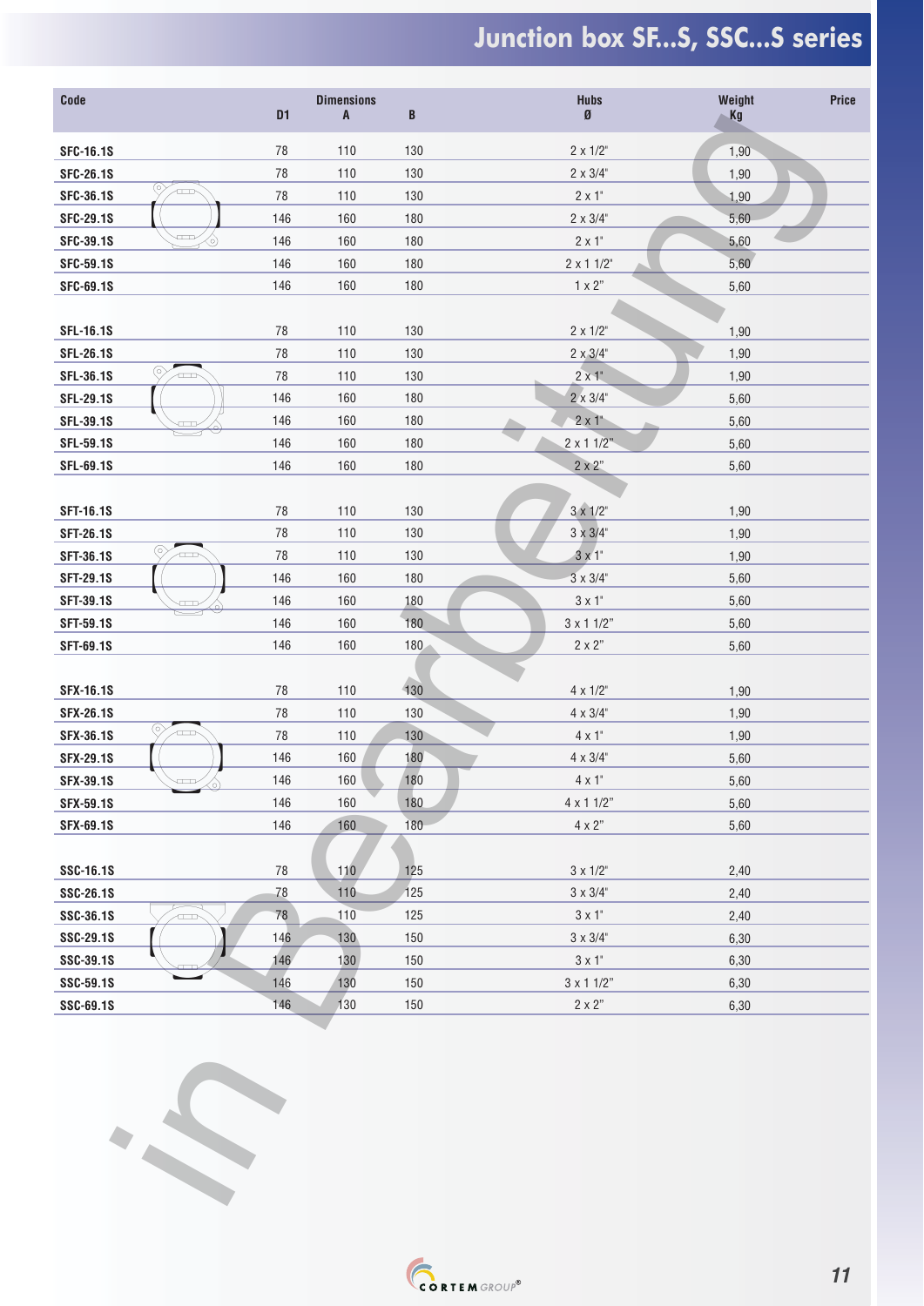# Junction box SF...S, SSC...S series

| Code | Dimensions D1 | A | B | Hubs Ø | Weight Kg | Price |
|---|---|---|---|---|---|---|
| SFC-16.1S | 78 | 110 | 130 | 2 x 1/2" | 1,90 | |
| SFC-26.1S | 78 | 110 | 130 | 2 x 3/4" | 1,90 | |
| SFC-36.1S | 78 | 110 | 130 | 2 x 1" | 1,90 | |
| SFC-29.1S | 146 | 160 | 180 | 2 x 3/4" | 5,60 | |
| SFC-39.1S | 146 | 160 | 180 | 2 x 1" | 5,60 | |
| SFC-59.1S | 146 | 160 | 180 | 2 x 1 1/2" | 5,60 | |
| SFC-69.1S | 146 | 160 | 180 | 1 x 2" | 5,60 | |
| SFL-16.1S | 78 | 110 | 130 | 2 x 1/2" | 1,90 | |
| SFL-26.1S | 78 | 110 | 130 | 2 x 3/4" | 1,90 | |
| SFL-36.1S | 78 | 110 | 130 | 2 x 1" | 1,90 | |
| SFL-29.1S | 146 | 160 | 180 | 2 x 3/4" | 5,60 | |
| SFL-39.1S | 146 | 160 | 180 | 2 x 1" | 5,60 | |
| SFL-59.1S | 146 | 160 | 180 | 2 x 1 1/2" | 5,60 | |
| SFL-69.1S | 146 | 160 | 180 | 2 x 2" | 5,60 | |
| SFT-16.1S | 78 | 110 | 130 | 3 x 1/2" | 1,90 | |
| SFT-26.1S | 78 | 110 | 130 | 3 x 3/4" | 1,90 | |
| SFT-36.1S | 78 | 110 | 130 | 3 x 1" | 1,90 | |
| SFT-29.1S | 146 | 160 | 180 | 3 x 3/4" | 5,60 | |
| SFT-39.1S | 146 | 160 | 180 | 3 x 1" | 5,60 | |
| SFT-59.1S | 146 | 160 | 180 | 3 x 1 1/2" | 5,60 | |
| SFT-69.1S | 146 | 160 | 180 | 2 x 2" | 5,60 | |
| SFX-16.1S | 78 | 110 | 130 | 4 x 1/2" | 1,90 | |
| SFX-26.1S | 78 | 110 | 130 | 4 x 3/4" | 1,90 | |
| SFX-36.1S | 78 | 110 | 130 | 4 x 1" | 1,90 | |
| SFX-29.1S | 146 | 160 | 180 | 4 x 3/4" | 5,60 | |
| SFX-39.1S | 146 | 160 | 180 | 4 x 1" | 5,60 | |
| SFX-59.1S | 146 | 160 | 180 | 4 x 1 1/2" | 5,60 | |
| SFX-69.1S | 146 | 160 | 180 | 4 x 2" | 5,60 | |
| SSC-16.1S | 78 | 110 | 125 | 3 x 1/2" | 2,40 | |
| SSC-26.1S | 78 | 110 | 125 | 3 x 3/4" | 2,40 | |
| SSC-36.1S | 78 | 110 | 125 | 3 x 1" | 2,40 | |
| SSC-29.1S | 146 | 130 | 150 | 3 x 3/4" | 6,30 | |
| SSC-39.1S | 146 | 130 | 150 | 3 x 1" | 6,30 | |
| SSC-59.1S | 146 | 130 | 150 | 3 x 1 1/2" | 6,30 | |
| SSC-69.1S | 146 | 130 | 150 | 2 x 2" | 6,30 | |

in Bearbeitung

CORTEM GROUP®